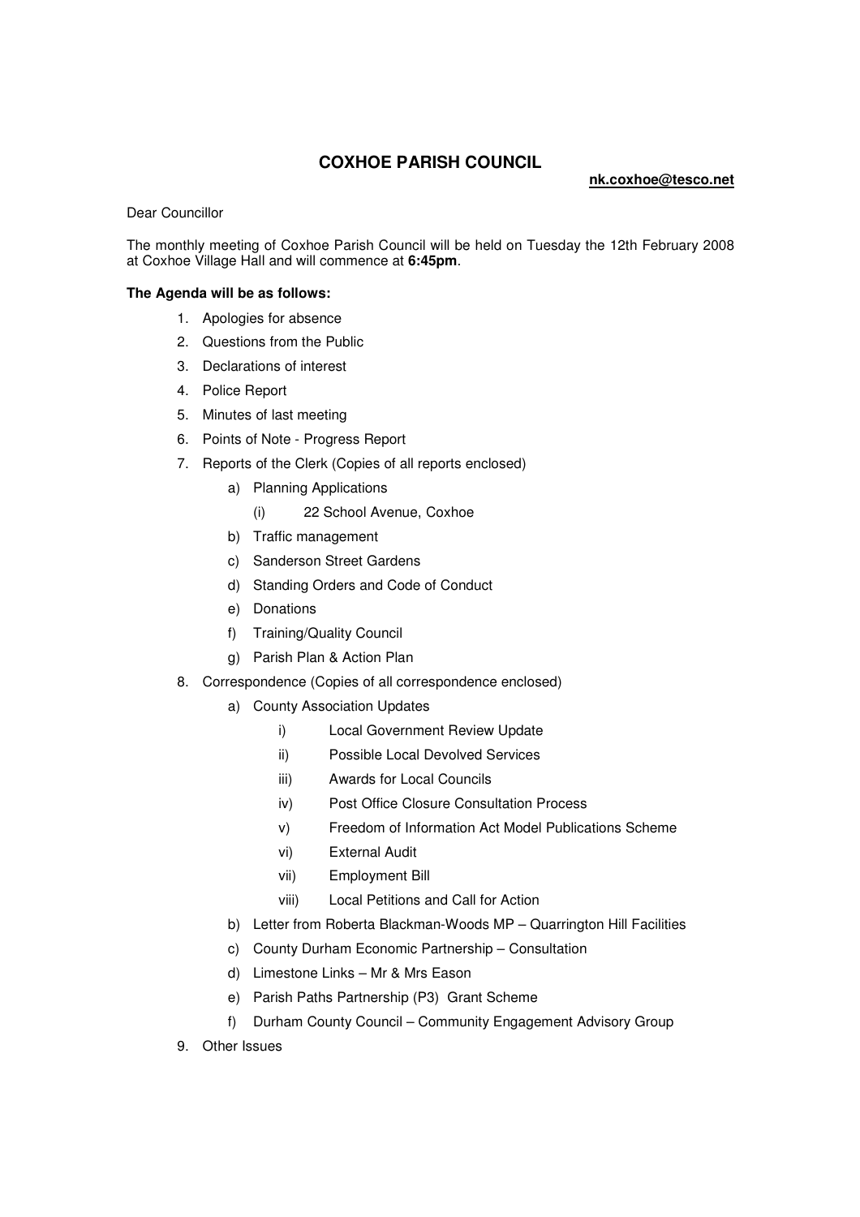# COXHOE PARISH COUNCIL

**nk.coxhoe@tesco.net**

Dear Councillor

The monthly meeting of Coxhoe Parish Council will be held on Tuesday the 12th February 2008 at Coxhoe Village Hall and will commence at **6:45pm**.

**The Agenda will be as follows:**

1. Apologies for absence
2. Questions from the Public
3. Declarations of interest
4. Police Report
5. Minutes of last meeting
6. Points of Note - Progress Report
7. Reports of the Clerk (Copies of all reports enclosed)
   - a) Planning Applications
     - (i) 22 School Avenue, Coxhoe
   - b) Traffic management
   - c) Sanderson Street Gardens
   - d) Standing Orders and Code of Conduct
   - e) Donations
   - f) Training/Quality Council
   - g) Parish Plan & Action Plan
8. Correspondence (Copies of all correspondence enclosed)
   - a) County Association Updates
     - i) Local Government Review Update
     - ii) Possible Local Devolved Services
     - iii) Awards for Local Councils
     - iv) Post Office Closure Consultation Process
     - v) Freedom of Information Act Model Publications Scheme
     - vi) External Audit
     - vii) Employment Bill
     - viii) Local Petitions and Call for Action
   - b) Letter from Roberta Blackman-Woods MP – Quarrington Hill Facilities
   - c) County Durham Economic Partnership – Consultation
   - d) Limestone Links – Mr & Mrs Eason
   - e) Parish Paths Partnership (P3) Grant Scheme
   - f) Durham County Council – Community Engagement Advisory Group
9. Other Issues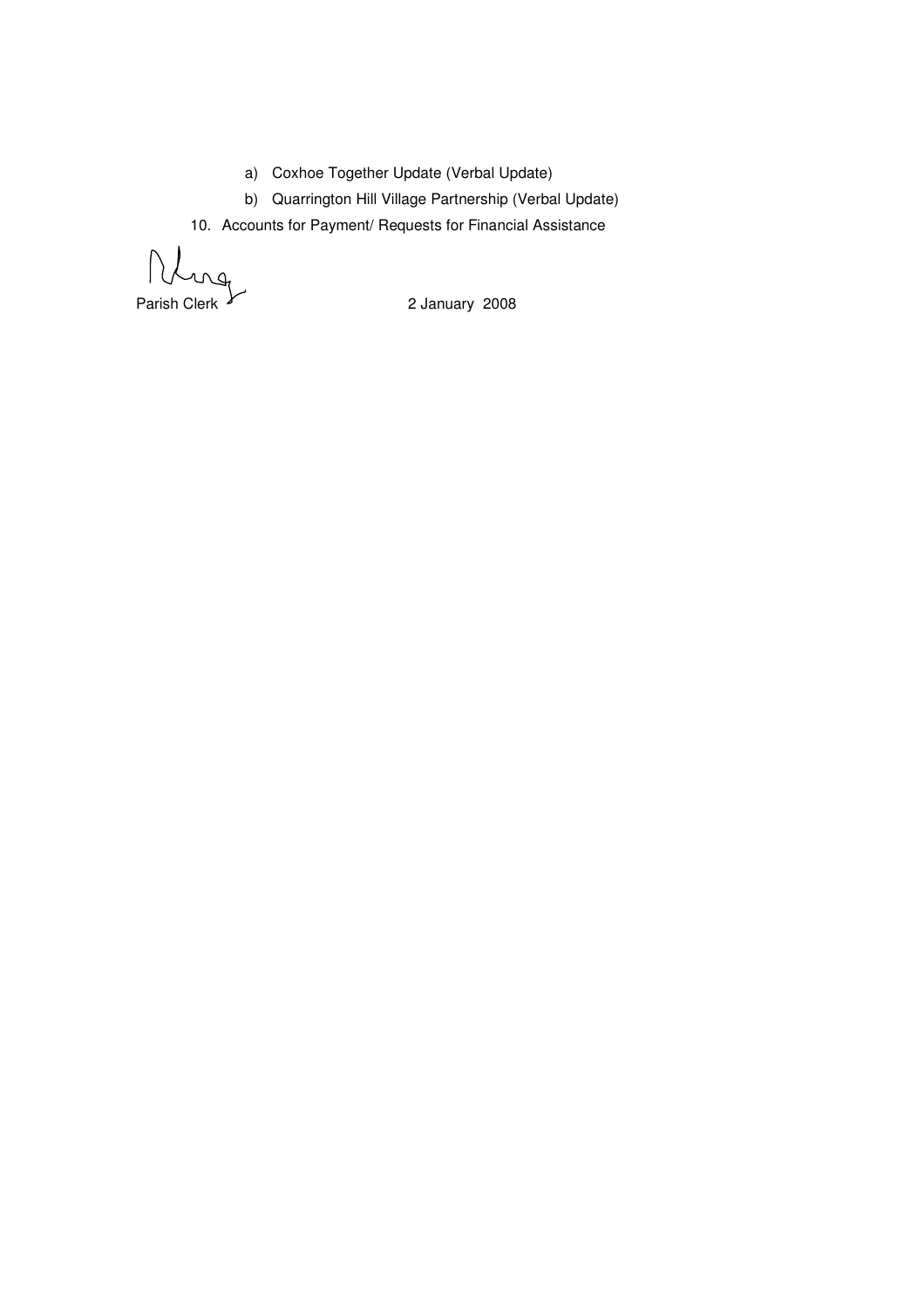a) Coxhoe Together Update (Verbal Update)

   b) Quarrington Hill Village Partnership (Verbal Update)

10. Accounts for Payment/ Requests for Financial Assistance

Parish Clerk    2 January 2008